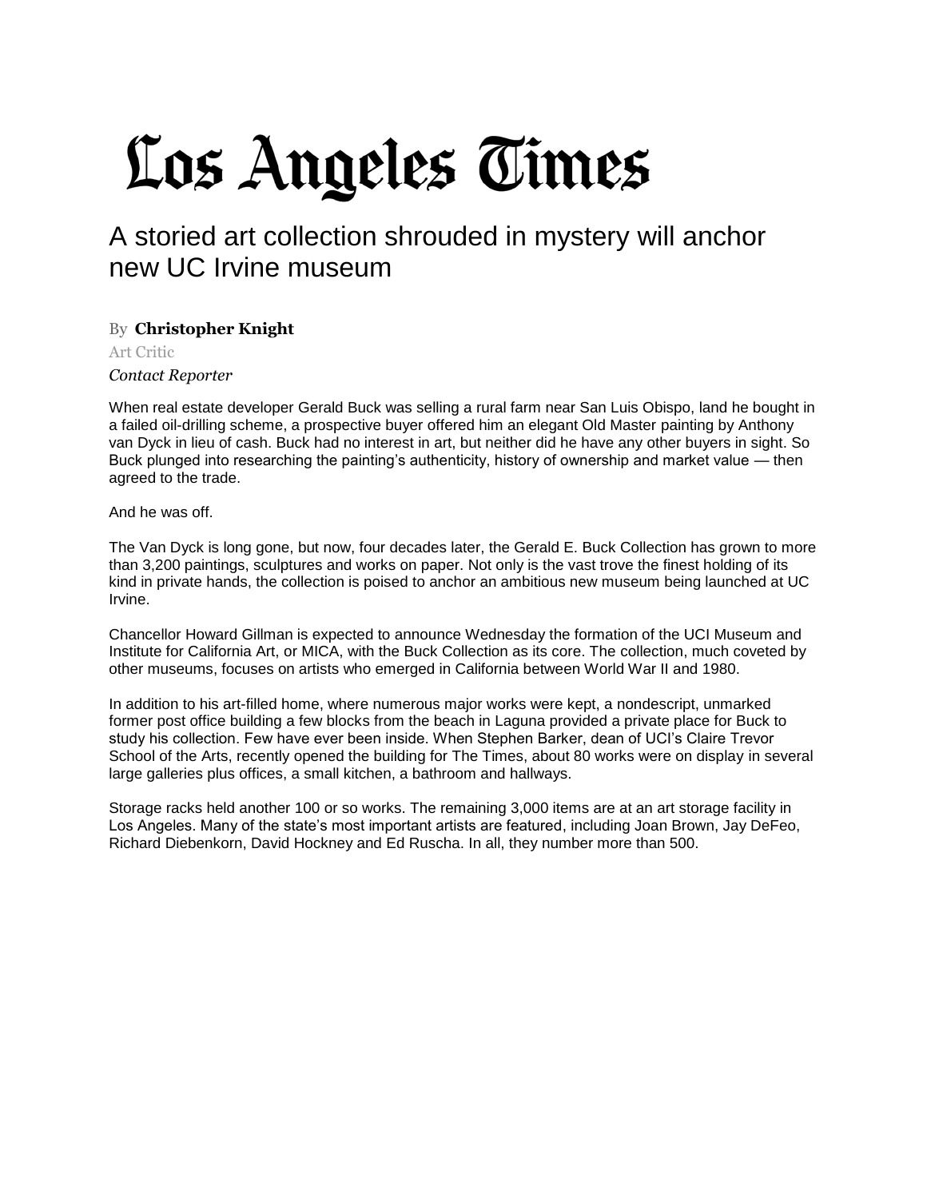# Los Angeles Times

## A storied art collection shrouded in mystery will anchor new UC Irvine museum

By **Christopher Knight**

Art Critic

*Contact Reporter*

When real estate developer Gerald Buck was selling a rural farm near San Luis Obispo, land he bought in a failed oil-drilling scheme, a prospective buyer offered him an elegant Old Master painting by Anthony van Dyck in lieu of cash. Buck had no interest in art, but neither did he have any other buyers in sight. So Buck plunged into researching the painting's authenticity, history of ownership and market value — then agreed to the trade.

And he was off.

The Van Dyck is long gone, but now, four decades later, the Gerald E. Buck Collection has grown to more than 3,200 paintings, sculptures and works on paper. Not only is the vast trove the finest holding of its kind in private hands, the collection is poised to anchor an ambitious new museum being launched at UC Irvine.

Chancellor Howard Gillman is expected to announce Wednesday the formation of the UCI Museum and Institute for California Art, or MICA, with the Buck Collection as its core. The collection, much coveted by other museums, focuses on artists who emerged in California between World War II and 1980.

In addition to his art-filled home, where numerous major works were kept, a nondescript, unmarked former post office building a few blocks from the beach in Laguna provided a private place for Buck to study his collection. Few have ever been inside. When Stephen Barker, dean of UCI's Claire Trevor School of the Arts, recently opened the building for The Times, about 80 works were on display in several large galleries plus offices, a small kitchen, a bathroom and hallways.

Storage racks held another 100 or so works. The remaining 3,000 items are at an art storage facility in Los Angeles. Many of the state's most important artists are featured, including Joan Brown, Jay DeFeo, Richard Diebenkorn, David Hockney and Ed Ruscha. In all, they number more than 500.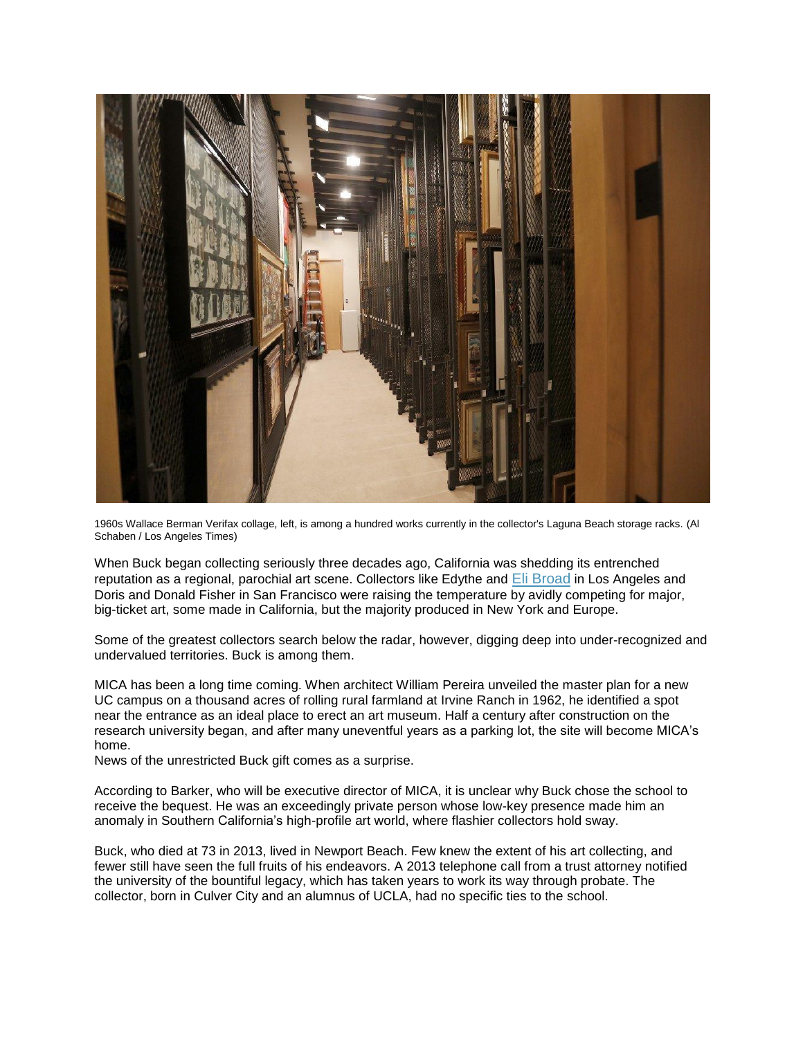1960s Wallace Berman Verifax collage, left, is among a hundred works currently in the collector's Laguna Beach storage racks. (Al Schaben / Los Angeles Times)

When Buck began collecting seriously three decades ago, California was shedding its entrenched reputation as a regional, parochial art scene. Collectors like Edythe and Eli Broad in Los Angeles and Doris and Donald Fisher in San Francisco were raising the temperature by avidly competing for major, big-ticket art, some made in California, but the majority produced in New York and Europe.

Some of the greatest collectors search below the radar, however, digging deep into under-recognized and undervalued territories. Buck is among them.

MICA has been a long time coming. When architect William Pereira unveiled the master plan for a new UC campus on a thousand acres of rolling rural farmland at Irvine Ranch in 1962, he identified a spot near the entrance as an ideal place to erect an art museum. Half a century after construction on the research university began, and after many uneventful years as a parking lot, the site will become MICA's home.

News of the unrestricted Buck gift comes as a surprise.

According to Barker, who will be executive director of MICA, it is unclear why Buck chose the school to receive the bequest. He was an exceedingly private person whose low-key presence made him an anomaly in Southern California's high-profile art world, where flashier collectors hold sway.

Buck, who died at 73 in 2013, lived in Newport Beach. Few knew the extent of his art collecting, and fewer still have seen the full fruits of his endeavors. A 2013 telephone call from a trust attorney notified the university of the bountiful legacy, which has taken years to work its way through probate. The collector, born in Culver City and an alumnus of UCLA, had no specific ties to the school.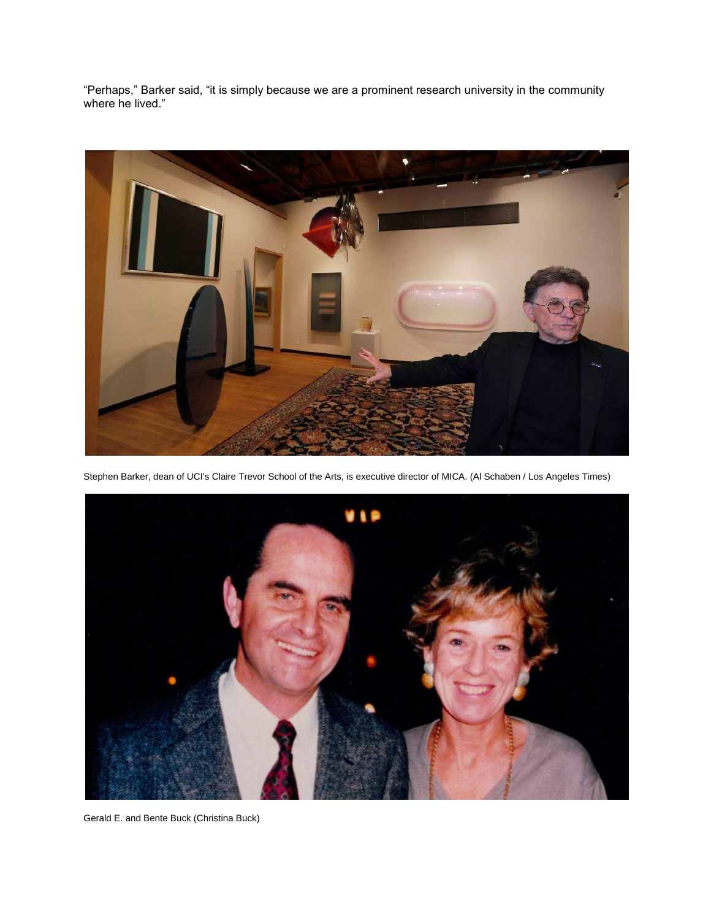"Perhaps," Barker said, "it is simply because we are a prominent research university in the community where he lived."

Stephen Barker, dean of UCI's Claire Trevor School of the Arts, is executive director of MICA. (Al Schaben / Los Angeles Times)

Gerald E. and Bente Buck (Christina Buck)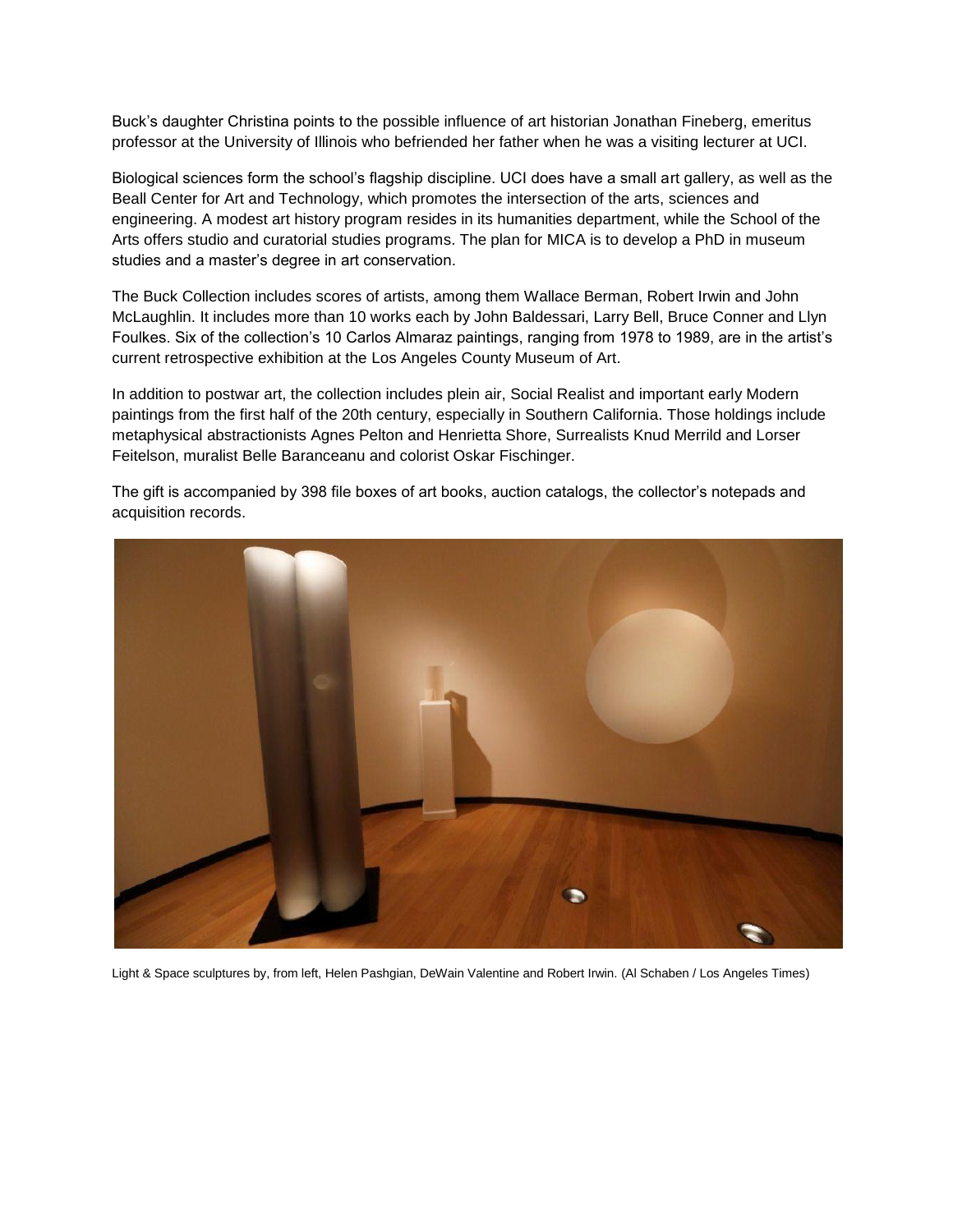Buck's daughter Christina points to the possible influence of art historian Jonathan Fineberg, emeritus professor at the University of Illinois who befriended her father when he was a visiting lecturer at UCI.

Biological sciences form the school's flagship discipline. UCI does have a small art gallery, as well as the Beall Center for Art and Technology, which promotes the intersection of the arts, sciences and engineering. A modest art history program resides in its humanities department, while the School of the Arts offers studio and curatorial studies programs. The plan for MICA is to develop a PhD in museum studies and a master's degree in art conservation.

The Buck Collection includes scores of artists, among them Wallace Berman, Robert Irwin and John McLaughlin. It includes more than 10 works each by John Baldessari, Larry Bell, Bruce Conner and Llyn Foulkes. Six of the collection's 10 Carlos Almaraz paintings, ranging from 1978 to 1989, are in the artist's current retrospective exhibition at the Los Angeles County Museum of Art.

In addition to postwar art, the collection includes plein air, Social Realist and important early Modern paintings from the first half of the 20th century, especially in Southern California. Those holdings include metaphysical abstractionists Agnes Pelton and Henrietta Shore, Surrealists Knud Merrild and Lorser Feitelson, muralist Belle Baranceanu and colorist Oskar Fischinger.

The gift is accompanied by 398 file boxes of art books, auction catalogs, the collector's notepads and acquisition records.

Light & Space sculptures by, from left, Helen Pashgian, DeWain Valentine and Robert Irwin. (Al Schaben / Los Angeles Times)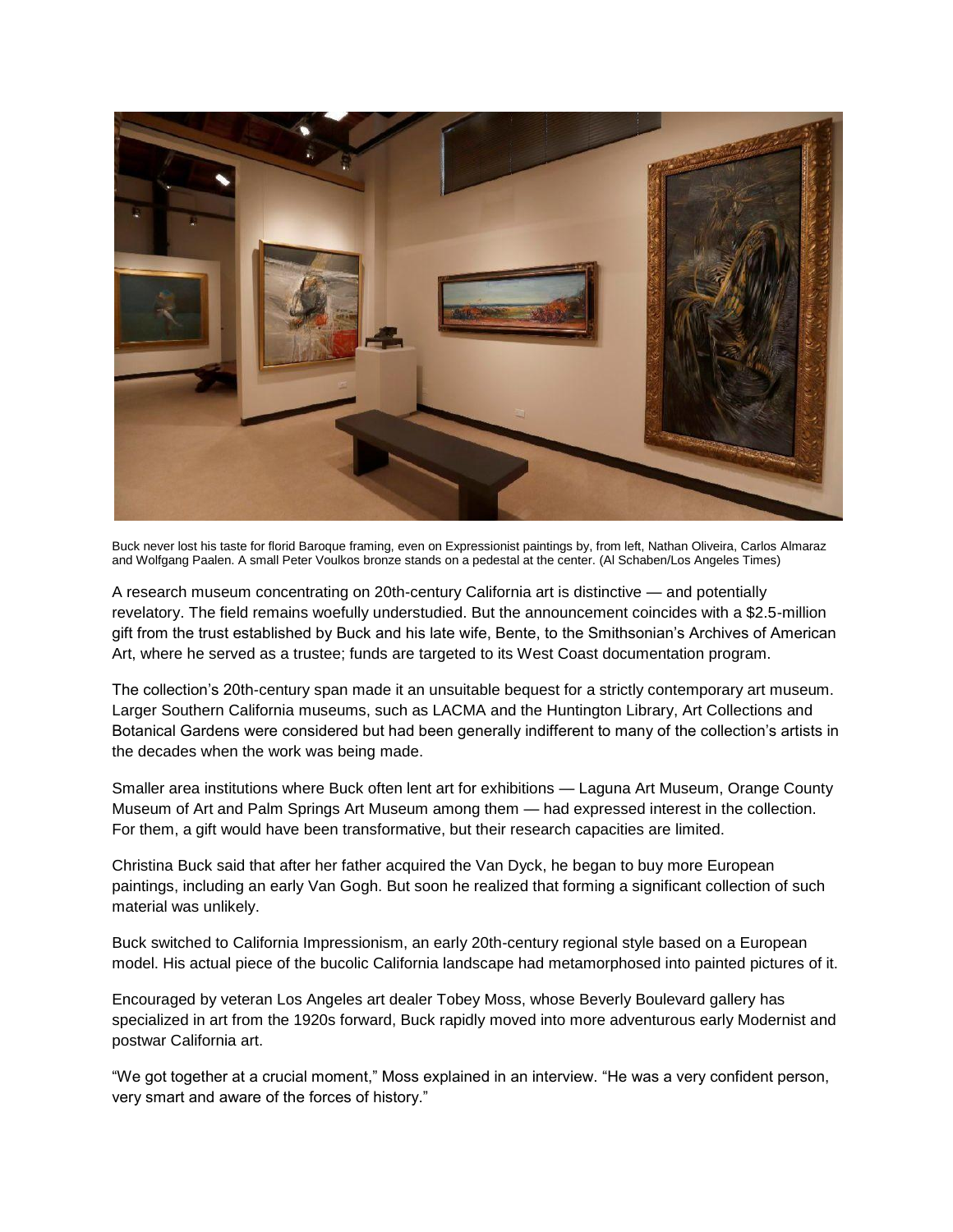Buck never lost his taste for florid Baroque framing, even on Expressionist paintings by, from left, Nathan Oliveira, Carlos Almaraz and Wolfgang Paalen. A small Peter Voulkos bronze stands on a pedestal at the center. (Al Schaben/Los Angeles Times)

A research museum concentrating on 20th-century California art is distinctive — and potentially revelatory. The field remains woefully understudied. But the announcement coincides with a $2.5-million gift from the trust established by Buck and his late wife, Bente, to the Smithsonian's Archives of American Art, where he served as a trustee; funds are targeted to its West Coast documentation program.

The collection's 20th-century span made it an unsuitable bequest for a strictly contemporary art museum. Larger Southern California museums, such as LACMA and the Huntington Library, Art Collections and Botanical Gardens were considered but had been generally indifferent to many of the collection's artists in the decades when the work was being made.

Smaller area institutions where Buck often lent art for exhibitions — Laguna Art Museum, Orange County Museum of Art and Palm Springs Art Museum among them — had expressed interest in the collection. For them, a gift would have been transformative, but their research capacities are limited.

Christina Buck said that after her father acquired the Van Dyck, he began to buy more European paintings, including an early Van Gogh. But soon he realized that forming a significant collection of such material was unlikely.

Buck switched to California Impressionism, an early 20th-century regional style based on a European model. His actual piece of the bucolic California landscape had metamorphosed into painted pictures of it.

Encouraged by veteran Los Angeles art dealer Tobey Moss, whose Beverly Boulevard gallery has specialized in art from the 1920s forward, Buck rapidly moved into more adventurous early Modernist and postwar California art.

"We got together at a crucial moment," Moss explained in an interview. "He was a very confident person, very smart and aware of the forces of history."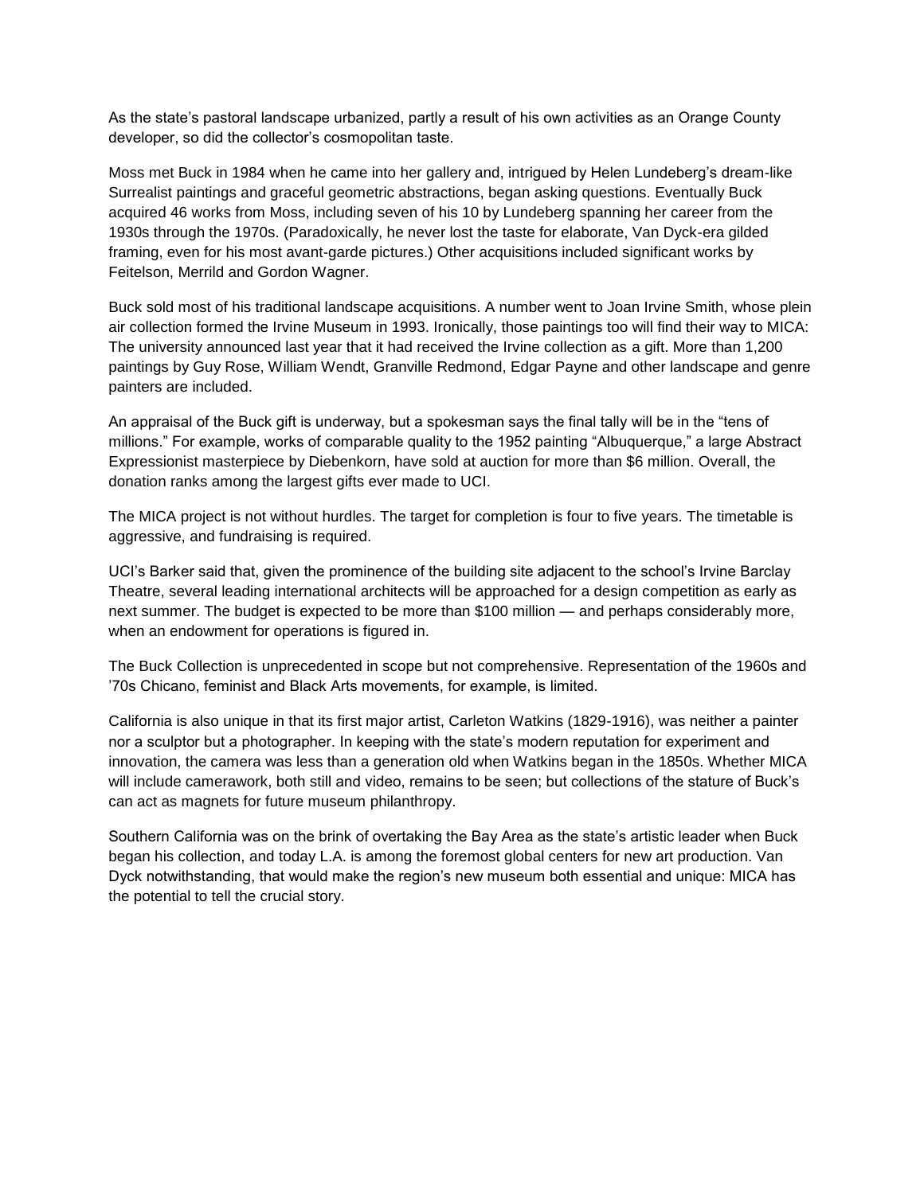As the state's pastoral landscape urbanized, partly a result of his own activities as an Orange County developer, so did the collector's cosmopolitan taste.

Moss met Buck in 1984 when he came into her gallery and, intrigued by Helen Lundeberg's dream-like Surrealist paintings and graceful geometric abstractions, began asking questions. Eventually Buck acquired 46 works from Moss, including seven of his 10 by Lundeberg spanning her career from the 1930s through the 1970s. (Paradoxically, he never lost the taste for elaborate, Van Dyck-era gilded framing, even for his most avant-garde pictures.) Other acquisitions included significant works by Feitelson, Merrild and Gordon Wagner.

Buck sold most of his traditional landscape acquisitions. A number went to Joan Irvine Smith, whose plein air collection formed the Irvine Museum in 1993. Ironically, those paintings too will find their way to MICA: The university announced last year that it had received the Irvine collection as a gift. More than 1,200 paintings by Guy Rose, William Wendt, Granville Redmond, Edgar Payne and other landscape and genre painters are included.

An appraisal of the Buck gift is underway, but a spokesman says the final tally will be in the "tens of millions." For example, works of comparable quality to the 1952 painting "Albuquerque," a large Abstract Expressionist masterpiece by Diebenkorn, have sold at auction for more than $6 million. Overall, the donation ranks among the largest gifts ever made to UCI.

The MICA project is not without hurdles. The target for completion is four to five years. The timetable is aggressive, and fundraising is required.

UCI's Barker said that, given the prominence of the building site adjacent to the school's Irvine Barclay Theatre, several leading international architects will be approached for a design competition as early as next summer. The budget is expected to be more than $100 million — and perhaps considerably more, when an endowment for operations is figured in.

The Buck Collection is unprecedented in scope but not comprehensive. Representation of the 1960s and '70s Chicano, feminist and Black Arts movements, for example, is limited.

California is also unique in that its first major artist, Carleton Watkins (1829-1916), was neither a painter nor a sculptor but a photographer. In keeping with the state's modern reputation for experiment and innovation, the camera was less than a generation old when Watkins began in the 1850s. Whether MICA will include camerawork, both still and video, remains to be seen; but collections of the stature of Buck's can act as magnets for future museum philanthropy.

Southern California was on the brink of overtaking the Bay Area as the state's artistic leader when Buck began his collection, and today L.A. is among the foremost global centers for new art production. Van Dyck notwithstanding, that would make the region's new museum both essential and unique: MICA has the potential to tell the crucial story.